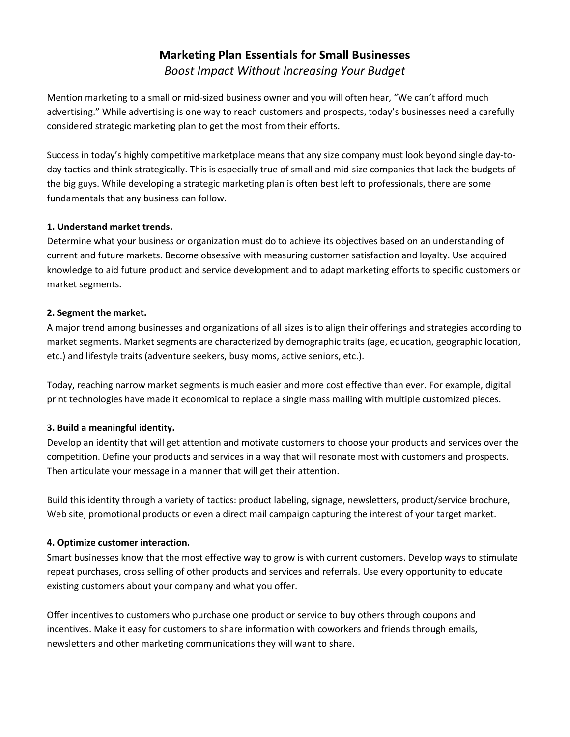# Marketing Plan Essentials for Small Businesses

*Boost Impact Without Increasing Your Budget*

Mention marketing to a small or mid-sized business owner and you will often hear, "We can't afford much advertising." While advertising is one way to reach customers and prospects, today's businesses need a carefully considered strategic marketing plan to get the most from their efforts.

Success in today's highly competitive marketplace means that any size company must look beyond single day-to-day tactics and think strategically. This is especially true of small and mid-size companies that lack the budgets of the big guys. While developing a strategic marketing plan is often best left to professionals, there are some fundamentals that any business can follow.

**1. Understand market trends.**

Determine what your business or organization must do to achieve its objectives based on an understanding of current and future markets. Become obsessive with measuring customer satisfaction and loyalty. Use acquired knowledge to aid future product and service development and to adapt marketing efforts to specific customers or market segments.

**2. Segment the market.**

A major trend among businesses and organizations of all sizes is to align their offerings and strategies according to market segments. Market segments are characterized by demographic traits (age, education, geographic location, etc.) and lifestyle traits (adventure seekers, busy moms, active seniors, etc.).

Today, reaching narrow market segments is much easier and more cost effective than ever. For example, digital print technologies have made it economical to replace a single mass mailing with multiple customized pieces.

**3. Build a meaningful identity.**

Develop an identity that will get attention and motivate customers to choose your products and services over the competition. Define your products and services in a way that will resonate most with customers and prospects. Then articulate your message in a manner that will get their attention.

Build this identity through a variety of tactics: product labeling, signage, newsletters, product/service brochure, Web site, promotional products or even a direct mail campaign capturing the interest of your target market.

**4. Optimize customer interaction.**

Smart businesses know that the most effective way to grow is with current customers. Develop ways to stimulate repeat purchases, cross selling of other products and services and referrals. Use every opportunity to educate existing customers about your company and what you offer.

Offer incentives to customers who purchase one product or service to buy others through coupons and incentives. Make it easy for customers to share information with coworkers and friends through emails, newsletters and other marketing communications they will want to share.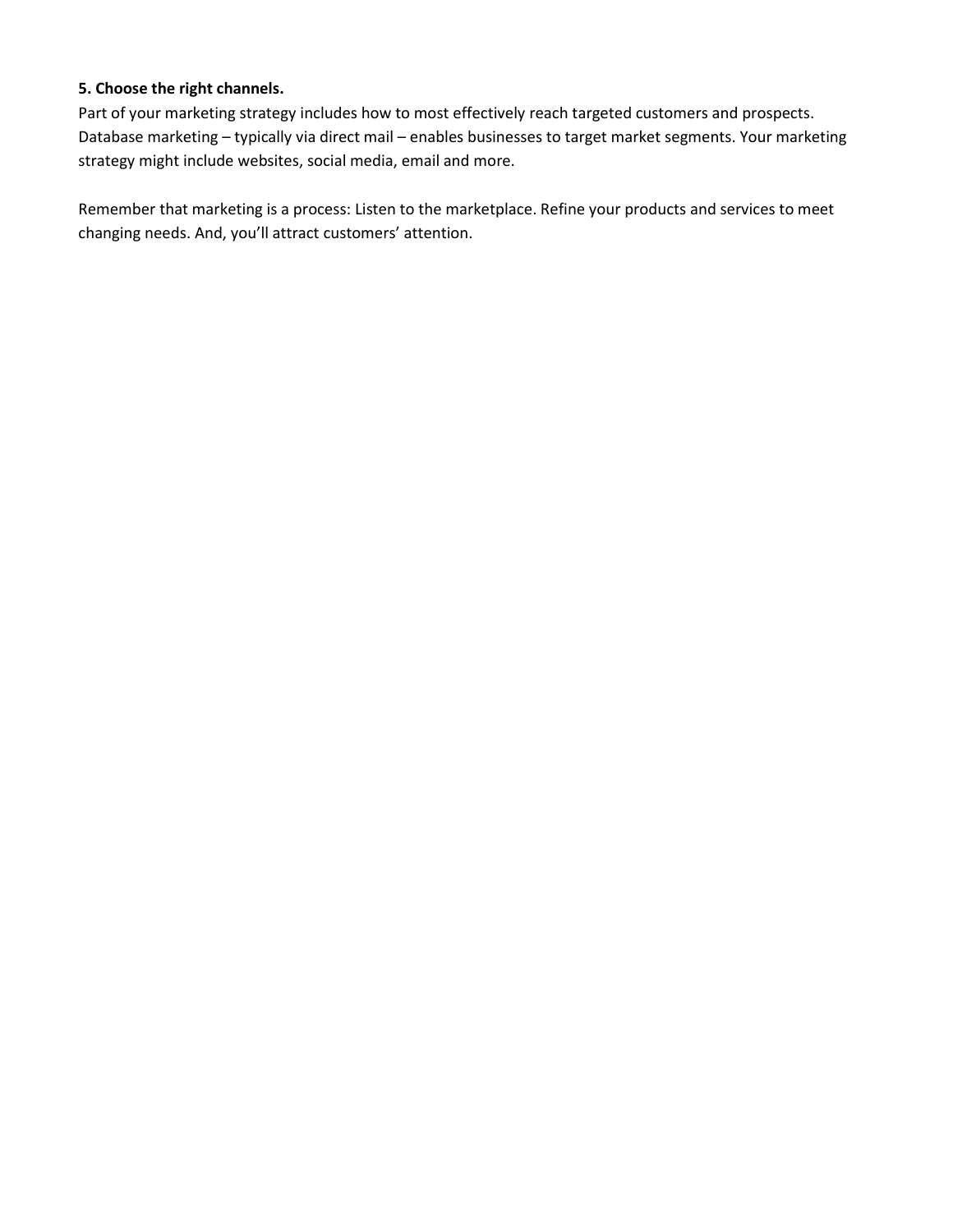**5. Choose the right channels.**

Part of your marketing strategy includes how to most effectively reach targeted customers and prospects. Database marketing – typically via direct mail – enables businesses to target market segments. Your marketing strategy might include websites, social media, email and more.

Remember that marketing is a process: Listen to the marketplace. Refine your products and services to meet changing needs. And, you'll attract customers' attention.